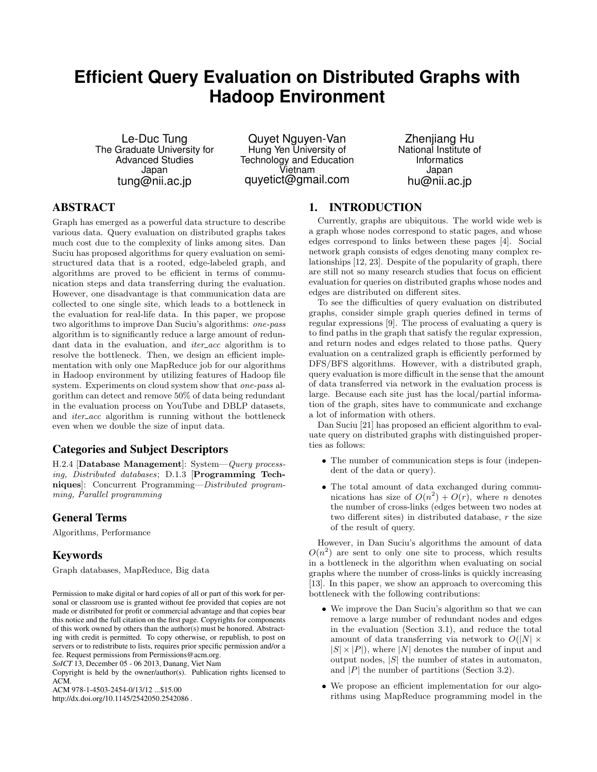# Efficient Query Evaluation on Distributed Graphs with Hadoop Environment

Le-Duc Tung
The Graduate University for Advanced Studies
Japan
tung@nii.ac.jp

Quyet Nguyen-Van
Hung Yen University of Technology and Education
Vietnam
quyetict@gmail.com

Zhenjiang Hu
National Institute of Informatics
Japan
hu@nii.ac.jp

## ABSTRACT

Graph has emerged as a powerful data structure to describe various data. Query evaluation on distributed graphs takes much cost due to the complexity of links among sites. Dan Suciu has proposed algorithms for query evaluation on semi-structured data that is a rooted, edge-labeled graph, and algorithms are proved to be efficient in terms of communication steps and data transferring during the evaluation. However, one disadvantage is that communication data are collected to one single site, which leads to a bottleneck in the evaluation for real-life data. In this paper, we propose two algorithms to improve Dan Suciu's algorithms: *one-pass* algorithm is to significantly reduce a large amount of redundant data in the evaluation, and *iter_acc* algorithm is to resolve the bottleneck. Then, we design an efficient implementation with only one MapReduce job for our algorithms in Hadoop environment by utilizing features of Hadoop file system. Experiments on cloud system show that *one-pass* algorithm can detect and remove 50% of data being redundant in the evaluation process on YouTube and DBLP datasets, and *iter_acc* algorithm is running without the bottleneck even when we double the size of input data.

### Categories and Subject Descriptors

H.2.4 [**Database Management**]: System—*Query processing, Distributed databases*; D.1.3 [**Programming Techniques**]: Concurrent Programming—*Distributed programming, Parallel programming*

### General Terms

Algorithms, Performance

### Keywords

Graph databases, MapReduce, Big data

Permission to make digital or hard copies of all or part of this work for personal or classroom use is granted without fee provided that copies are not made or distributed for profit or commercial advantage and that copies bear this notice and the full citation on the first page. Copyrights for components of this work owned by others than the author(s) must be honored. Abstracting with credit is permitted. To copy otherwise, or republish, to post on servers or to redistribute to lists, requires prior specific permission and/or a fee. Request permissions from Permissions@acm.org.
*SoICT* 13, December 05 - 06 2013, Danang, Viet Nam
Copyright is held by the owner/author(s). Publication rights licensed to ACM.
ACM 978-1-4503-2454-0/13/12 ...$15.00
http://dx.doi.org/10.1145/2542050.2542086 .

## 1. INTRODUCTION

Currently, graphs are ubiquitous. The world wide web is a graph whose nodes correspond to static pages, and whose edges correspond to links between these pages [4]. Social network graph consists of edges denoting many complex relationships [12, 23]. Despite of the popularity of graph, there are still not so many research studies that focus on efficient evaluation for queries on distributed graphs whose nodes and edges are distributed on different sites.

To see the difficulties of query evaluation on distributed graphs, consider simple graph queries defined in terms of regular expressions [9]. The process of evaluating a query is to find paths in the graph that satisfy the regular expression, and return nodes and edges related to those paths. Query evaluation on a centralized graph is efficiently performed by DFS/BFS algorithms. However, with a distributed graph, query evaluation is more difficult in the sense that the amount of data transferred via network in the evaluation process is large. Because each site just has the local/partial information of the graph, sites have to communicate and exchange a lot of information with others.

Dan Suciu [21] has proposed an efficient algorithm to evaluate query on distributed graphs with distinguished properties as follows:

- The number of communication steps is four (independent of the data or query).
- The total amount of data exchanged during communications has size of $O(n^2) + O(r)$, where $n$ denotes the number of cross-links (edges between two nodes at two different sites) in distributed database, $r$ the size of the result of query.

However, in Dan Suciu's algorithms the amount of data $O(n^2)$ are sent to only one site to process, which results in a bottleneck in the algorithm when evaluating on social graphs where the number of cross-links is quickly increasing [13]. In this paper, we show an approach to overcoming this bottleneck with the following contributions:

- We improve the Dan Suciu's algorithm so that we can remove a large number of redundant nodes and edges in the evaluation (Section 3.1), and reduce the total amount of data transferring via network to $O(|N| \times |S| \times |P|)$, where $|N|$ denotes the number of input and output nodes, $|S|$ the number of states in automaton, and $|P|$ the number of partitions (Section 3.2).
- We propose an efficient implementation for our algorithms using MapReduce programming model in the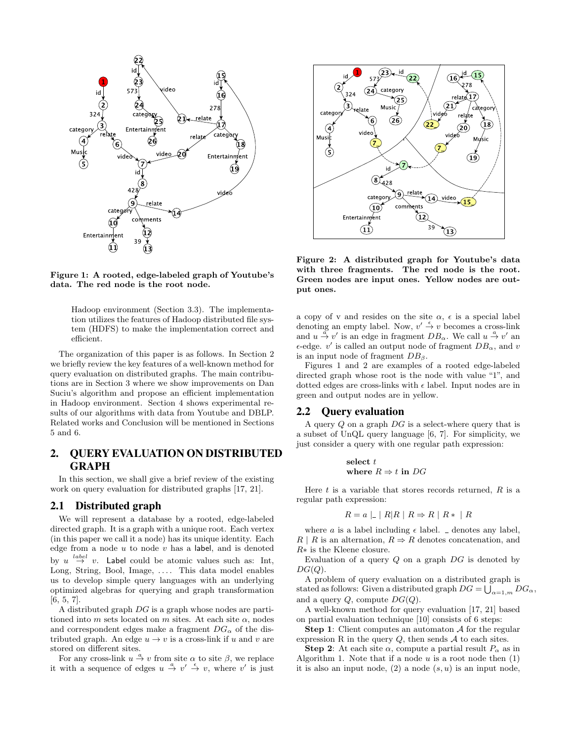Figure 1: A rooted, edge-labeled graph of Youtube's data. The red node is the root node.

Figure 2: A distributed graph for Youtube's data with three fragments. The red node is the root. Green nodes are input ones. Yellow nodes are output ones.

Hadoop environment (Section 3.3). The implementation utilizes the features of Hadoop distributed file system (HDFS) to make the implementation correct and efficient.

The organization of this paper is as follows. In Section 2 we briefly review the key features of a well-known method for query evaluation on distributed graphs. The main contributions are in Section 3 where we show improvements on Dan Suciu's algorithm and propose an efficient implementation in Hadoop environment. Section 4 shows experimental results of our algorithms with data from Youtube and DBLP. Related works and Conclusion will be mentioned in Sections 5 and 6.

## 2. QUERY EVALUATION ON DISTRIBUTED GRAPH

In this section, we shall give a brief review of the existing work on query evaluation for distributed graphs [17, 21].

### 2.1 Distributed graph

We will represent a database by a rooted, edge-labeled directed graph. It is a graph with a unique root. Each vertex (in this paper we call it a node) has its unique identity. Each edge from a node $u$ to node $v$ has a label, and is denoted by $u \overset{label}{\rightarrow} v$. Label could be atomic values such as: Int, Long, String, Bool, Image, .... This data model enables us to develop simple query languages with an underlying optimized algebras for querying and graph transformation [6, 5, 7].

A distributed graph $DG$ is a graph whose nodes are partitioned into $m$ sets located on $m$ sites. At each site $\alpha$, nodes and correspondent edges make a fragment $DG_\alpha$ of the distributed graph. An edge $u \rightarrow v$ is a cross-link if $u$ and $v$ are stored on different sites.

For any cross-link $u \overset{a}{\rightarrow} v$ from site $\alpha$ to site $\beta$, we replace it with a sequence of edges $u \overset{a}{\rightarrow} v' \overset{\epsilon}{\rightarrow} v$, where $v'$ is just a copy of v and resides on the site $\alpha$, $\epsilon$ is a special label denoting an empty label. Now, $v' \overset{\epsilon}{\rightarrow} v$ becomes a cross-link and $u \overset{a}{\rightarrow} v'$ is an edge in fragment $DB_\alpha$. We call $u \overset{a}{\rightarrow} v'$ an $\epsilon$-edge. $v'$ is called an output node of fragment $DB_\alpha$, and $v$ is an input node of fragment $DB_\beta$.

Figures 1 and 2 are examples of a rooted edge-labeled directed graph whose root is the node with value "1", and dotted edges are cross-links with $\epsilon$ label. Input nodes are in green and output nodes are in yellow.

### 2.2 Query evaluation

A query $Q$ on a graph $DG$ is a select-where query that is a subset of UnQL query language [6, 7]. For simplicity, we just consider a query with one regular path expression:

**select** $t$
**where** $R \Rightarrow t$ **in** $DG$

Here $t$ is a variable that stores records returned, $R$ is a regular path expression:

$$R = a \mid \_ \mid R|R \mid R \Rightarrow R \mid R* \mid R$$

where $a$ is a label including $\epsilon$ label. _ denotes any label, $R \mid R$ is an alternation, $R \Rightarrow R$ denotes concatenation, and $R*$ is the Kleene closure.

Evaluation of a query $Q$ on a graph $DG$ is denoted by $DG(Q)$.

A problem of query evaluation on a distributed graph is stated as follows: Given a distributed graph $DG = \bigcup_{\alpha=1,m} DG_\alpha$, and a query $Q$, compute $DG(Q)$.

A well-known method for query evaluation [17, 21] based on partial evaluation technique [10] consists of 6 steps:

**Step 1**: Client computes an automaton $\mathcal{A}$ for the regular expression R in the query $Q$, then sends $\mathcal{A}$ to each sites.

**Step 2**: At each site $\alpha$, compute a partial result $P_\alpha$ as in Algorithm 1. Note that if a node $u$ is a root node then (1) it is also an input node, (2) a node $(s, u)$ is an input node,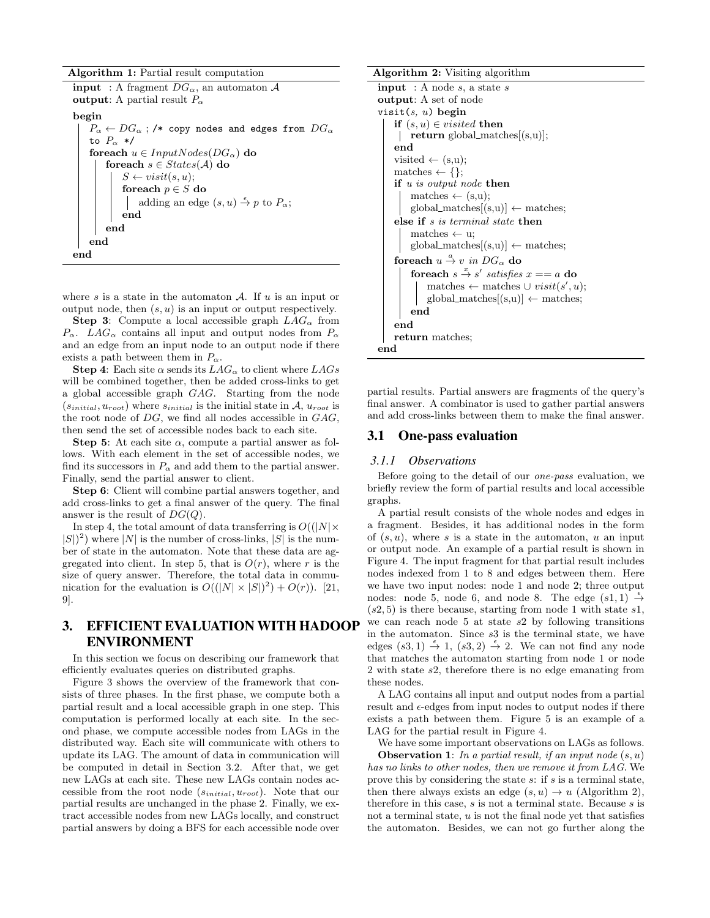**Algorithm 1:** Partial result computation

```
input  : A fragment DG_α, an automaton A
output: A partial result P_α
begin
    P_α ← DG_α ; /* copy nodes and edges from DG_α to P_α */
    foreach u ∈ InputNodes(DG_α) do
        foreach s ∈ States(A) do
            S ← visit(s, u);
            foreach p ∈ S do
                adding an edge (s, u) -ε-> p to P_α;
            end
        end
    end
end
```

where $s$ is a state in the automaton $\mathcal{A}$. If $u$ is an input or output node, then $(s, u)$ is an input or output respectively.

**Step 3**: Compute a local accessible graph $LAG_\alpha$ from $P_\alpha$. $LAG_\alpha$ contains all input and output nodes from $P_\alpha$ and an edge from an input node to an output node if there exists a path between them in $P_\alpha$.

**Step 4**: Each site $\alpha$ sends its $LAG_\alpha$ to client where $LAGs$ will be combined together, then be added cross-links to get a global accessible graph $GAG$. Starting from the node $(s_{initial}, u_{root})$ where $s_{initial}$ is the initial state in $\mathcal{A}$, $u_{root}$ is the root node of $DG$, we find all nodes accessible in $GAG$, then send the set of accessible nodes back to each site.

**Step 5**: At each site $\alpha$, compute a partial answer as follows. With each element in the set of accessible nodes, we find its successors in $P_\alpha$ and add them to the partial answer. Finally, send the partial answer to client.

**Step 6**: Client will combine partial answers together, and add cross-links to get a final answer of the query. The final answer is the result of $DG(Q)$.

In step 4, the total amount of data transferring is $O((|N| \times |S|)^2)$ where $|N|$ is the number of cross-links, $|S|$ is the number of state in the automaton. Note that these data are aggregated into client. In step 5, that is $O(r)$, where $r$ is the size of query answer. Therefore, the total data in communication for the evaluation is $O((|N| \times |S|)^2) + O(r)$). [21, 9].

## 3. EFFICIENT EVALUATION WITH HADOOP ENVIRONMENT

In this section we focus on describing our framework that efficiently evaluates queries on distributed graphs.

Figure 3 shows the overview of the framework that consists of three phases. In the first phase, we compute both a partial result and a local accessible graph in one step. This computation is performed locally at each site. In the second phase, we compute accessible nodes from LAGs in the distributed way. Each site will communicate with others to update its LAG. The amount of data in communication will be computed in detail in Section 3.2. After that, we get new LAGs at each site. These new LAGs contain nodes accessible from the root node $(s_{initial}, u_{root})$. Note that our partial results are unchanged in the phase 2. Finally, we extract accessible nodes from new LAGs locally, and construct partial answers by doing a BFS for each accessible node over

**Algorithm 2:** Visiting algorithm

```
input  : A node s, a state s
output: A set of node
visit(s, u) begin
    if (s, u) ∈ visited then
        return global_matches[(s,u)];
    end
    visited ← (s,u);
    matches ← {};
    if u is output node then
        matches ← (s,u);
        global_matches[(s,u)] ← matches;
    else if s is terminal state then
        matches ← u;
        global_matches[(s,u)] ← matches;
    foreach u -a-> v in DG_α do
        foreach s -x-> s' satisfies x == a do
            matches ← matches ∪ visit(s', u);
            global_matches[(s,u)] ← matches;
        end
    end
    return matches;
end
```

partial results. Partial answers are fragments of the query's final answer. A combinator is used to gather partial answers and add cross-links between them to make the final answer.

### 3.1 One-pass evaluation

#### 3.1.1 Observations

Before going to the detail of our *one-pass* evaluation, we briefly review the form of partial results and local accessible graphs.

A partial result consists of the whole nodes and edges in a fragment. Besides, it has additional nodes in the form of $(s, u)$, where $s$ is a state in the automaton, $u$ an input or output node. An example of a partial result is shown in Figure 4. The input fragment for that partial result includes nodes indexed from 1 to 8 and edges between them. Here we have two input nodes: node 1 and node 2; three output nodes: node 5, node 6, and node 8. The edge $(s1, 1) \xrightarrow{\epsilon} (s2, 5)$ is there because, starting from node 1 with state $s1$, we can reach node 5 at state $s2$ by following transitions in the automaton. Since $s3$ is the terminal state, we have edges $(s3, 1) \xrightarrow{\epsilon} 1$, $(s3, 2) \xrightarrow{\epsilon} 2$. We can not find any node that matches the automaton starting from node 1 or node 2 with state $s2$, therefore there is no edge emanating from these nodes.

A LAG contains all input and output nodes from a partial result and $\epsilon$-edges from input nodes to output nodes if there exists a path between them. Figure 5 is an example of a LAG for the partial result in Figure 4.

We have some important observations on LAGs as follows.

**Observation 1**: *In a partial result, if an input node $(s, u)$ has no links to other nodes, then we remove it from LAG.* We prove this by considering the state $s$: if $s$ is a terminal state, then there always exists an edge $(s, u) \rightarrow u$ (Algorithm 2), therefore in this case, $s$ is not a terminal state. Because $s$ is not a terminal state, $u$ is not the final node yet that satisfies the automaton. Besides, we can not go further along the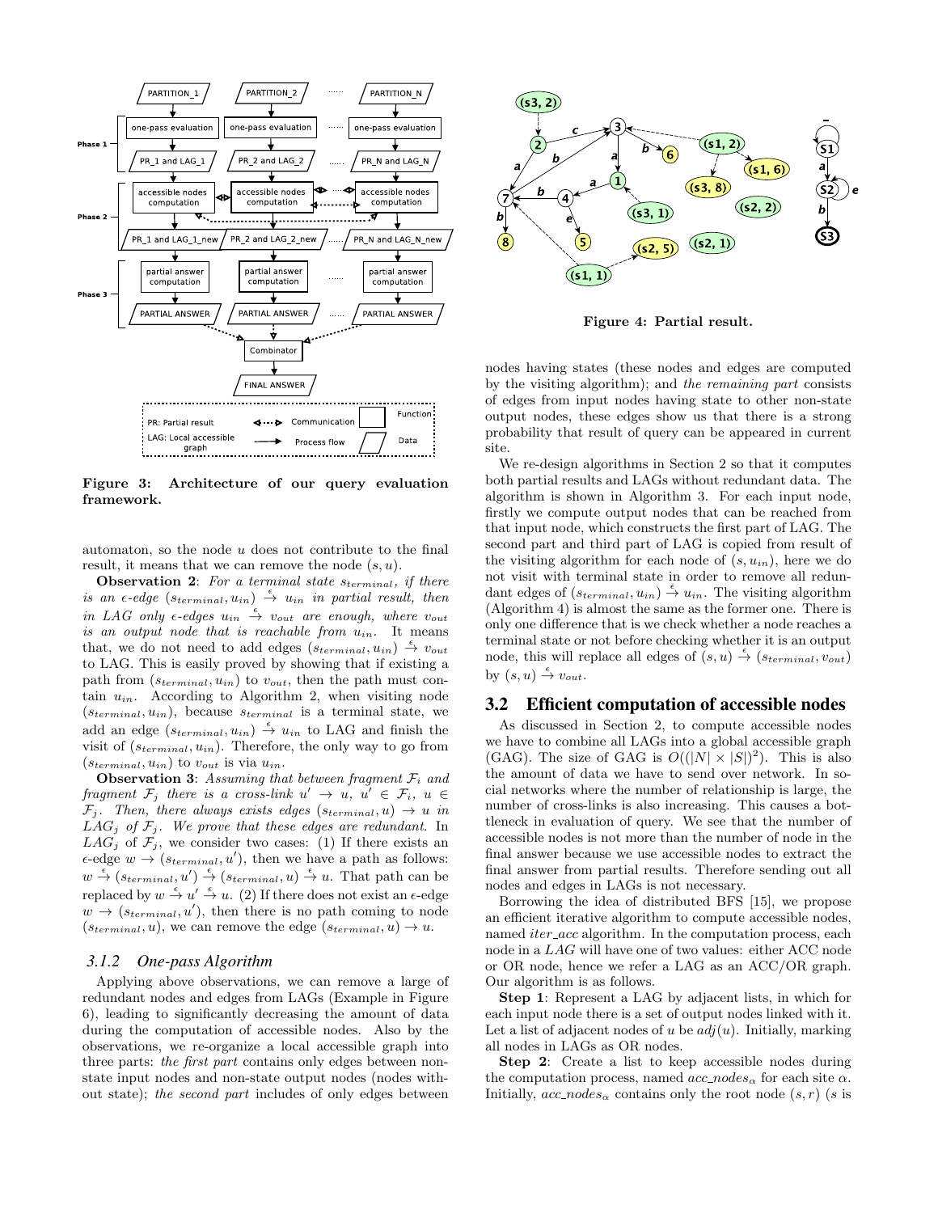Figure 3: Architecture of our query evaluation framework.

automaton, so the node $u$ does not contribute to the final result, it means that we can remove the node $(s, u)$.

**Observation 2**: *For a terminal state $s_{terminal}$, if there is an $\epsilon$-edge $(s_{terminal}, u_{in}) \xrightarrow{\epsilon} u_{in}$ in partial result, then in LAG only $\epsilon$-edges $u_{in} \xrightarrow{\epsilon} v_{out}$ are enough, where $v_{out}$ is an output node that is reachable from $u_{in}$.* It means that, we do not need to add edges $(s_{terminal}, u_{in}) \xrightarrow{\epsilon} v_{out}$ to LAG. This is easily proved by showing that if existing a path from $(s_{terminal}, u_{in})$ to $v_{out}$, then the path must contain $u_{in}$. According to Algorithm 2, when visiting node $(s_{terminal}, u_{in})$, because $s_{terminal}$ is a terminal state, we add an edge $(s_{terminal}, u_{in}) \xrightarrow{\epsilon} u_{in}$ to LAG and finish the visit of $(s_{terminal}, u_{in})$. Therefore, the only way to go from $(s_{terminal}, u_{in})$ to $v_{out}$ is via $u_{in}$.

**Observation 3**: *Assuming that between fragment $\mathcal{F}_i$ and fragment $\mathcal{F}_j$ there is a cross-link $u' \rightarrow u$, $u' \in \mathcal{F}_i$, $u \in \mathcal{F}_j$. Then, there always exists edges $(s_{terminal}, u) \rightarrow u$ in $LAG_j$ of $\mathcal{F}_j$. We prove that these edges are redundant.* In $LAG_j$ of $\mathcal{F}_j$, we consider two cases: (1) If there exists an $\epsilon$-edge $w \rightarrow (s_{terminal}, u')$, then we have a path as follows: $w \xrightarrow{\epsilon} (s_{terminal}, u') \xrightarrow{\epsilon} (s_{terminal}, u) \xrightarrow{\epsilon} u$. That path can be replaced by $w \xrightarrow{\epsilon} u' \xrightarrow{\epsilon} u$. (2) If there does not exist an $\epsilon$-edge $w \rightarrow (s_{terminal}, u')$, then there is no path coming to node $(s_{terminal}, u)$, we can remove the edge $(s_{terminal}, u) \rightarrow u$.

### 3.1.2 One-pass Algorithm

Applying above observations, we can remove a large of redundant nodes and edges from LAGs (Example in Figure 6), leading to significantly decreasing the amount of data during the computation of accessible nodes. Also by the observations, we re-organize a local accessible graph into three parts: *the first part* contains only edges between non-state input nodes and non-state output nodes (nodes without state); *the second part* includes of only edges between

Figure 4: Partial result.

nodes having states (these nodes and edges are computed by the visiting algorithm); and *the remaining part* consists of edges from input nodes having state to other non-state output nodes, these edges show us that there is a strong probability that result of query can be appeared in current site.

We re-design algorithms in Section 2 so that it computes both partial results and LAGs without redundant data. The algorithm is shown in Algorithm 3. For each input node, firstly we compute output nodes that can be reached from that input node, which constructs the first part of LAG. The second part and third part of LAG is copied from result of the visiting algorithm for each node of $(s, u_{in})$, here we do not visit with terminal state in order to remove all redundant edges of $(s_{terminal}, u_{in}) \xrightarrow{\epsilon} u_{in}$. The visiting algorithm (Algorithm 4) is almost the same as the former one. There is only one difference that is we check whether a node reaches a terminal state or not before checking whether it is an output node, this will replace all edges of $(s, u) \xrightarrow{\epsilon} (s_{terminal}, v_{out})$ by $(s, u) \xrightarrow{\epsilon} v_{out}$.

## 3.2 Efficient computation of accessible nodes

As discussed in Section 2, to compute accessible nodes we have to combine all LAGs into a global accessible graph (GAG). The size of GAG is $O((|N| \times |S|)^2)$. This is also the amount of data we have to send over network. In social networks where the number of relationship is large, the number of cross-links is also increasing. This causes a bottleneck in evaluation of query. We see that the number of accessible nodes is not more than the number of node in the final answer because we use accessible nodes to extract the final answer from partial results. Therefore sending out all nodes and edges in LAGs is not necessary.

Borrowing the idea of distributed BFS [15], we propose an efficient iterative algorithm to compute accessible nodes, named *iter_acc* algorithm. In the computation process, each node in a *LAG* will have one of two values: either ACC node or OR node, hence we refer a LAG as an ACC/OR graph. Our algorithm is as follows.

**Step 1**: Represent a LAG by adjacent lists, in which for each input node there is a set of output nodes linked with it. Let a list of adjacent nodes of $u$ be $adj(u)$. Initially, marking all nodes in LAGs as OR nodes.

**Step 2**: Create a list to keep accessible nodes during the computation process, named $acc\_nodes_\alpha$ for each site $\alpha$. Initially, $acc\_nodes_\alpha$ contains only the root node $(s, r)$ ($s$ is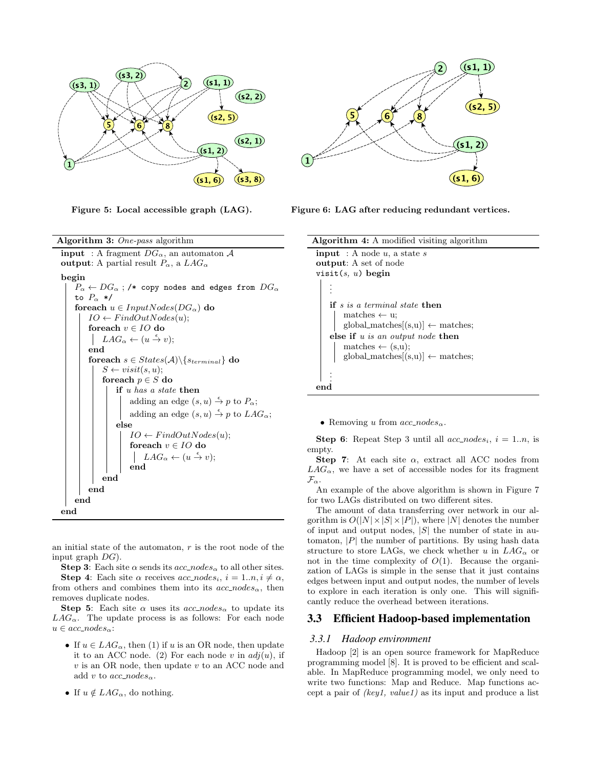Figure 5: Local accessible graph (LAG).

Figure 6: LAG after reducing redundant vertices.

**Algorithm 3:** *One-pass* algorithm

```
input  : A fragment DG_α, an automaton A
output: A partial result P_α, a LAG_α
begin
    P_α ← DG_α ; /* copy nodes and edges from DG_α to P_α */
    foreach u ∈ InputNodes(DG_α) do
        IO ← FindOutNodes(u);
        foreach v ∈ IO do
            LAG_α ← (u →ε v);
        end
        foreach s ∈ States(A)\{s_terminal} do
            S ← visit(s, u);
            foreach p ∈ S do
                if u has a state then
                    adding an edge (s, u) →ε p to P_α;
                    adding an edge (s, u) →ε p to LAG_α;
                else
                    IO ← FindOutNodes(u);
                    foreach v ∈ IO do
                        LAG_α ← (u →ε v);
                    end
                end
            end
        end
    end
end
```

an initial state of the automaton, $r$ is the root node of the input graph $DG$).

**Step 3**: Each site $\alpha$ sends its $acc\_nodes_\alpha$ to all other sites.

**Step 4**: Each site $\alpha$ receives $acc\_nodes_i$, $i = 1..n, i \neq \alpha$, from others and combines them into its $acc\_nodes_\alpha$, then removes duplicate nodes.

**Step 5**: Each site $\alpha$ uses its $acc\_nodes_\alpha$ to update its $LAG_\alpha$. The update process is as follows: For each node $u \in acc\_nodes_\alpha$:

- If $u \in LAG_\alpha$, then (1) if $u$ is an OR node, then update it to an ACC node. (2) For each node $v$ in $adj(u)$, if $v$ is an OR node, then update $v$ to an ACC node and add $v$ to $acc\_nodes_\alpha$.
- If $u \notin LAG_\alpha$, do nothing.

**Algorithm 4:** A modified visiting algorithm

```
input  : A node u, a state s
output: A set of node
visit(s, u) begin
    ⋮
    if s is a terminal state then
        matches ← u;
        global_matches[(s,u)] ← matches;
    else if u is an output node then
        matches ← (s,u);
        global_matches[(s,u)] ← matches;
    ⋮
end
```

- Removing $u$ from $acc\_nodes_\alpha$.

**Step 6**: Repeat Step 3 until all $acc\_nodes_i$, $i = 1..n$, is empty.

**Step 7**: At each site $\alpha$, extract all ACC nodes from $LAG_\alpha$, we have a set of accessible nodes for its fragment $\mathcal{F}_\alpha$.

An example of the above algorithm is shown in Figure 7 for two LAGs distributed on two different sites.

The amount of data transferring over network in our algorithm is $O(|N| \times |S| \times |P|)$, where $|N|$ denotes the number of input and output nodes, $|S|$ the number of state in automaton, $|P|$ the number of partitions. By using hash data structure to store LAGs, we check whether $u$ in $LAG_\alpha$ or not in the time complexity of $O(1)$. Because the organization of LAGs is simple in the sense that it just contains edges between input and output nodes, the number of levels to explore in each iteration is only one. This will significantly reduce the overhead between iterations.

## 3.3 Efficient Hadoop-based implementation

### 3.3.1 Hadoop environment

Hadoop [2] is an open source framework for MapReduce programming model [8]. It is proved to be efficient and scalable. In MapReduce programming model, we only need to write two functions: Map and Reduce. Map functions accept a pair of *(key1, value1)* as its input and produce a list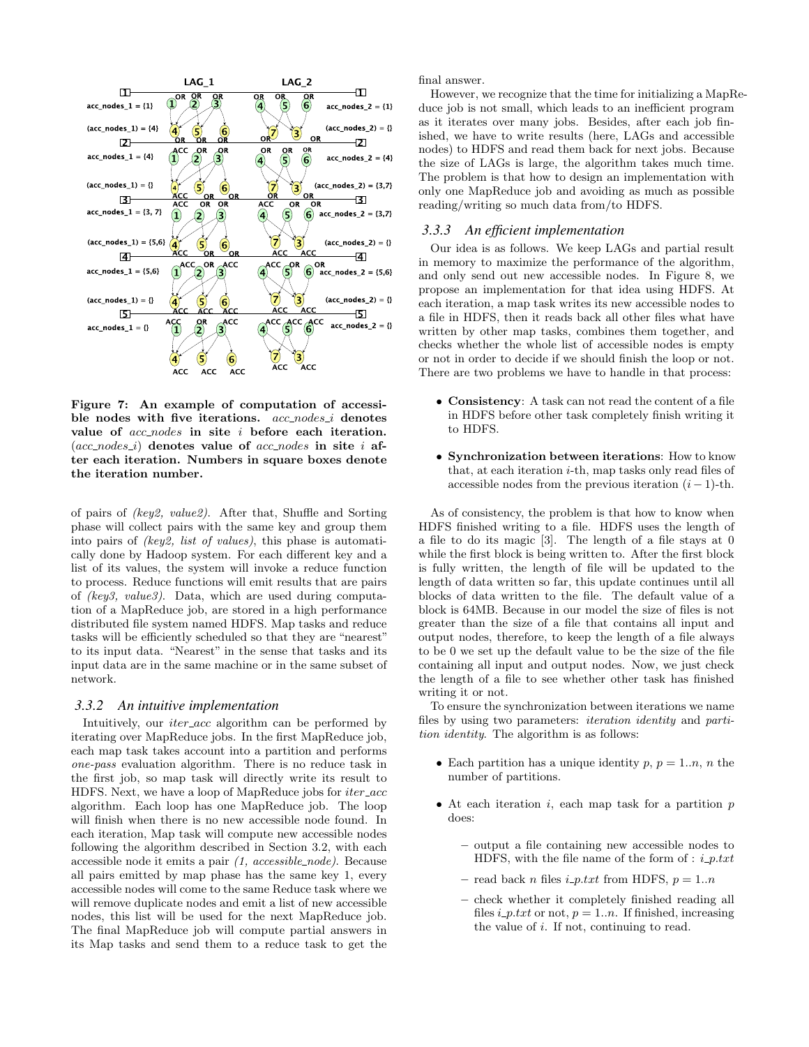**Figure 7: An example of computation of accessible nodes with five iterations.** *acc_nodes_i* **denotes value of** *acc_nodes* **in site** $i$ **before each iteration.** (*acc_nodes_i*) **denotes value of** *acc_nodes* **in site** $i$ **after each iteration. Numbers in square boxes denote the iteration number.**

of pairs of *(key2, value2)*. After that, Shuffle and Sorting phase will collect pairs with the same key and group them into pairs of *(key2, list of values)*, this phase is automatically done by Hadoop system. For each different key and a list of its values, the system will invoke a reduce function to process. Reduce functions will emit results that are pairs of *(key3, value3)*. Data, which are used during computation of a MapReduce job, are stored in a high performance distributed file system named HDFS. Map tasks and reduce tasks will be efficiently scheduled so that they are "nearest" to its input data. "Nearest" in the sense that tasks and its input data are in the same machine or in the same subset of network.

### 3.3.2 An intuitive implementation

Intuitively, our *iter_acc* algorithm can be performed by iterating over MapReduce jobs. In the first MapReduce job, each map task takes account into a partition and performs *one-pass* evaluation algorithm. There is no reduce task in the first job, so map task will directly write its result to HDFS. Next, we have a loop of MapReduce jobs for *iter_acc* algorithm. Each loop has one MapReduce job. The loop will finish when there is no new accessible node found. In each iteration, Map task will compute new accessible nodes following the algorithm described in Section 3.2, with each accessible node it emits a pair *(1, accessible_node)*. Because all pairs emitted by map phase has the same key 1, every accessible nodes will come to the same Reduce task where we will remove duplicate nodes and emit a list of new accessible nodes, this list will be used for the next MapReduce job. The final MapReduce job will compute partial answers in its Map tasks and send them to a reduce task to get the final answer.

However, we recognize that the time for initializing a MapReduce job is not small, which leads to an inefficient program as it iterates over many jobs. Besides, after each job finished, we have to write results (here, LAGs and accessible nodes) to HDFS and read them back for next jobs. Because the size of LAGs is large, the algorithm takes much time. The problem is that how to design an implementation with only one MapReduce job and avoiding as much as possible reading/writing so much data from/to HDFS.

### 3.3.3 An efficient implementation

Our idea is as follows. We keep LAGs and partial result in memory to maximize the performance of the algorithm, and only send out new accessible nodes. In Figure 8, we propose an implementation for that idea using HDFS. At each iteration, a map task writes its new accessible nodes to a file in HDFS, then it reads back all other files what have written by other map tasks, combines them together, and checks whether the whole list of accessible nodes is empty or not in order to decide if we should finish the loop or not. There are two problems we have to handle in that process:

- **Consistency**: A task can not read the content of a file in HDFS before other task completely finish writing it to HDFS.
- **Synchronization between iterations**: How to know that, at each iteration $i$-th, map tasks only read files of accessible nodes from the previous iteration $(i-1)$-th.

As of consistency, the problem is that how to know when HDFS finished writing to a file. HDFS uses the length of a file to do its magic [3]. The length of a file stays at 0 while the first block is being written to. After the first block is fully written, the length of file will be updated to the length of data written so far, this update continues until all blocks of data written to the file. The default value of a block is 64MB. Because in our model the size of files is not greater than the size of a file that contains all input and output nodes, therefore, to keep the length of a file always to be 0 we set up the default value to be the size of the file containing all input and output nodes. Now, we just check the length of a file to see whether other task has finished writing it or not.

To ensure the synchronization between iterations we name files by using two parameters: *iteration identity* and *partition identity*. The algorithm is as follows:

- Each partition has a unique identity $p$, $p = 1..n$, $n$ the number of partitions.
- At each iteration $i$, each map task for a partition $p$ does:
  - output a file containing new accessible nodes to HDFS, with the file name of the form of : $i\_p.txt$
  - read back $n$ files $i\_p.txt$ from HDFS, $p = 1..n$
  - check whether it completely finished reading all files $i\_p.txt$ or not, $p = 1..n$. If finished, increasing the value of $i$. If not, continuing to read.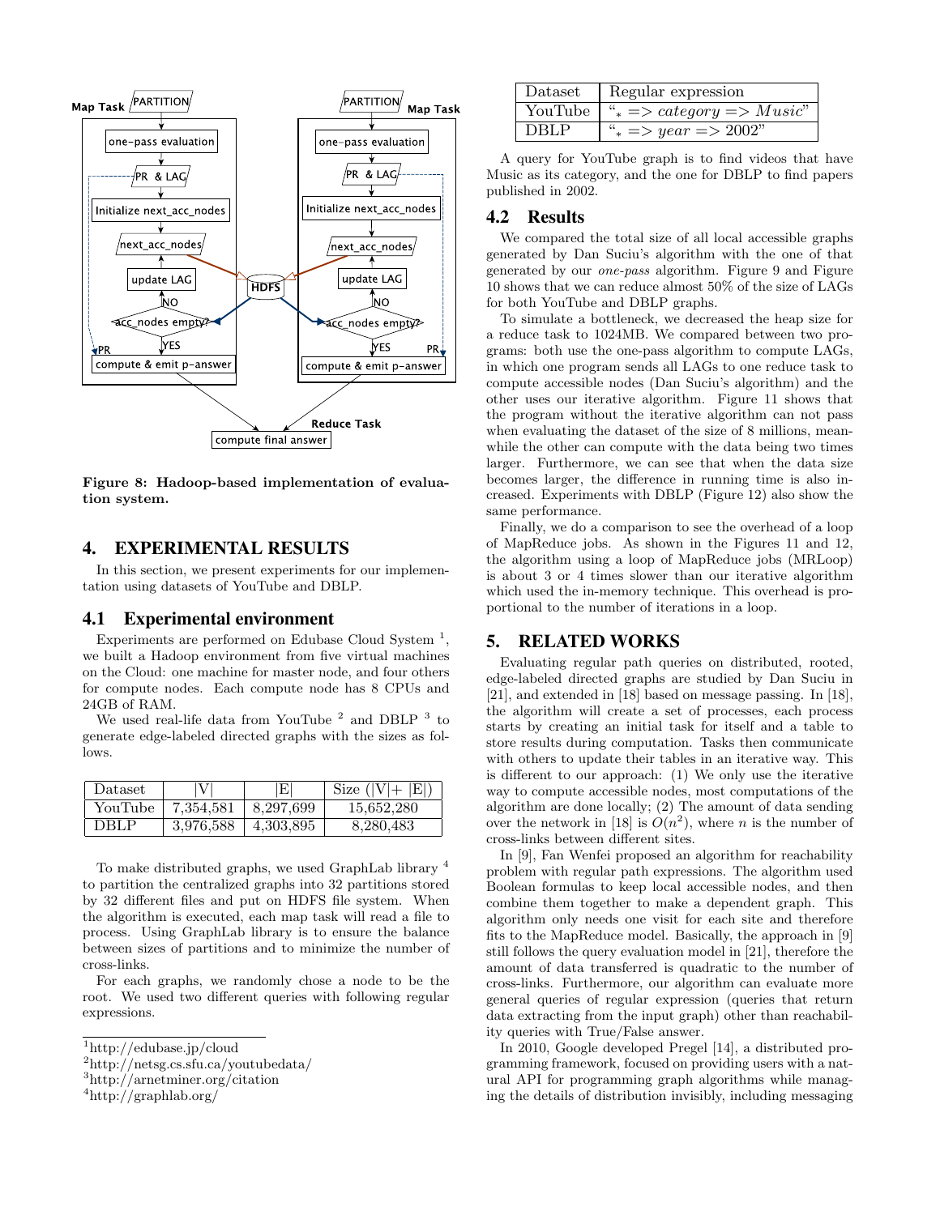Figure 8: Hadoop-based implementation of evaluation system.

## 4. EXPERIMENTAL RESULTS

In this section, we present experiments for our implementation using datasets of YouTube and DBLP.

### 4.1 Experimental environment

Experiments are performed on Edubase Cloud System [1], we built a Hadoop environment from five virtual machines on the Cloud: one machine for master node, and four others for compute nodes. Each compute node has 8 CPUs and 24GB of RAM.

We used real-life data from YouTube [2] and DBLP [3] to generate edge-labeled directed graphs with the sizes as follows.

| Dataset | \|V\| | \|E\| | Size (\|V\|+ \|E\|) |
|---|---|---|---|
| YouTube | 7,354,581 | 8,297,699 | 15,652,280 |
| DBLP | 3,976,588 | 4,303,895 | 8,280,483 |

To make distributed graphs, we used GraphLab library [4] to partition the centralized graphs into 32 partitions stored by 32 different files and put on HDFS file system. When the algorithm is executed, each map task will read a file to process. Using GraphLab library is to ensure the balance between sizes of partitions and to minimize the number of cross-links.

For each graphs, we randomly chose a node to be the root. We used two different queries with following regular expressions.

| Dataset | Regular expression |
|---|---|
| YouTube | "$_* => category => Music$" |
| DBLP | "$_* => year => 2002$" |

A query for YouTube graph is to find videos that have Music as its category, and the one for DBLP to find papers published in 2002.

### 4.2 Results

We compared the total size of all local accessible graphs generated by Dan Suciu's algorithm with the one of that generated by our *one-pass* algorithm. Figure 9 and Figure 10 shows that we can reduce almost 50% of the size of LAGs for both YouTube and DBLP graphs.

To simulate a bottleneck, we decreased the heap size for a reduce task to 1024MB. We compared between two programs: both use the one-pass algorithm to compute LAGs, in which one program sends all LAGs to one reduce task to compute accessible nodes (Dan Suciu's algorithm) and the other uses our iterative algorithm. Figure 11 shows that the program without the iterative algorithm can not pass when evaluating the dataset of the size of 8 millions, meanwhile the other can compute with the data being two times larger. Furthermore, we can see that when the data size becomes larger, the difference in running time is also increased. Experiments with DBLP (Figure 12) also show the same performance.

Finally, we do a comparison to see the overhead of a loop of MapReduce jobs. As shown in the Figures 11 and 12, the algorithm using a loop of MapReduce jobs (MRLoop) is about 3 or 4 times slower than our iterative algorithm which used the in-memory technique. This overhead is proportional to the number of iterations in a loop.

## 5. RELATED WORKS

Evaluating regular path queries on distributed, rooted, edge-labeled directed graphs are studied by Dan Suciu in [21], and extended in [18] based on message passing. In [18], the algorithm will create a set of processes, each process starts by creating an initial task for itself and a table to store results during computation. Tasks then communicate with others to update their tables in an iterative way. This is different to our approach: (1) We only use the iterative way to compute accessible nodes, most computations of the algorithm are done locally; (2) The amount of data sending over the network in [18] is $O(n^2)$, where $n$ is the number of cross-links between different sites.

In [9], Fan Wenfei proposed an algorithm for reachability problem with regular path expressions. The algorithm used Boolean formulas to keep local accessible nodes, and then combine them together to make a dependent graph. This algorithm only needs one visit for each site and therefore fits to the MapReduce model. Basically, the approach in [9] still follows the query evaluation model in [21], therefore the amount of data transferred is quadratic to the number of cross-links. Furthermore, our algorithm can evaluate more general queries of regular expression (queries that return data extracting from the input graph) other than reachability queries with True/False answer.

In 2010, Google developed Pregel [14], a distributed programming framework, focused on providing users with a natural API for programming graph algorithms while managing the details of distribution invisibly, including messaging

[1] http://edubase.jp/cloud
[2] http://netsg.cs.sfu.ca/youtubedata/
[3] http://arnetminer.org/citation
[4] http://graphlab.org/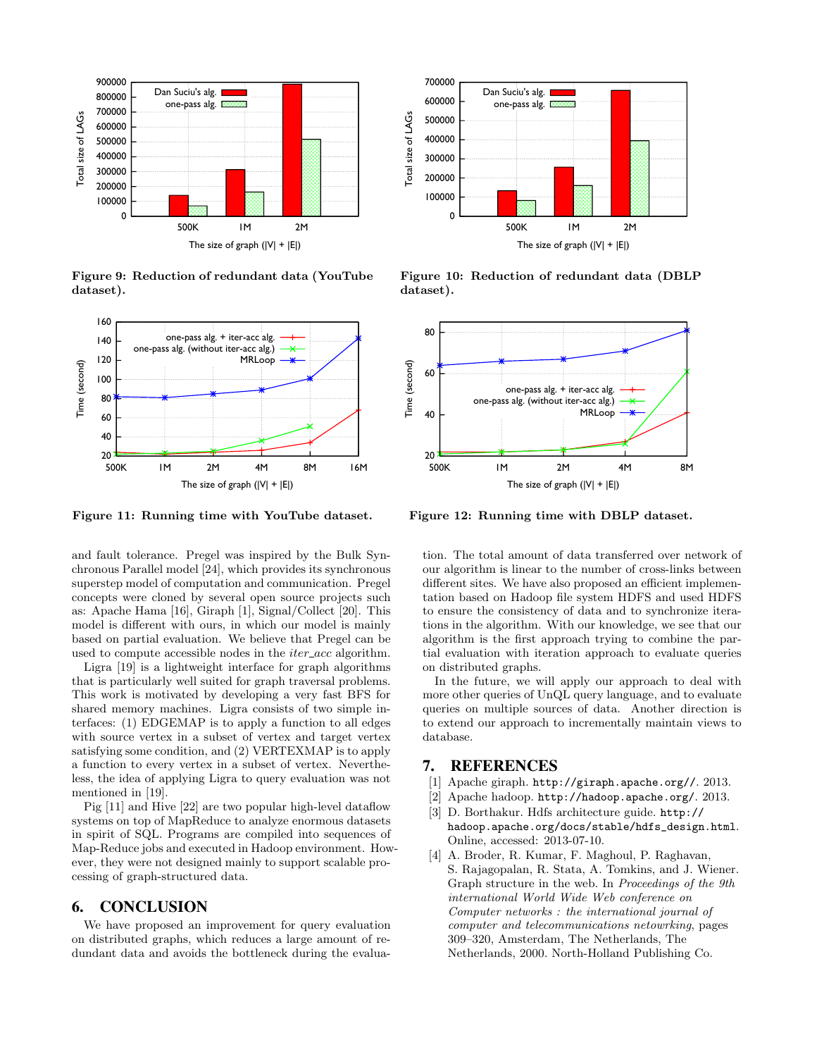Figure 9: Reduction of redundant data (YouTube dataset).

Figure 10: Reduction of redundant data (DBLP dataset).

Figure 11: Running time with YouTube dataset.

Figure 12: Running time with DBLP dataset.

and fault tolerance. Pregel was inspired by the Bulk Synchronous Parallel model [24], which provides its synchronous superstep model of computation and communication. Pregel concepts were cloned by several open source projects such as: Apache Hama [16], Giraph [1], Signal/Collect [20]. This model is different with ours, in which our model is mainly based on partial evaluation. We believe that Pregel can be used to compute accessible nodes in the *iter_acc* algorithm.

Ligra [19] is a lightweight interface for graph algorithms that is particularly well suited for graph traversal problems. This work is motivated by developing a very fast BFS for shared memory machines. Ligra consists of two simple interfaces: (1) EDGEMAP is to apply a function to all edges with source vertex in a subset of vertex and target vertex satisfying some condition, and (2) VERTEXMAP is to apply a function to every vertex in a subset of vertex. Nevertheless, the idea of applying Ligra to query evaluation was not mentioned in [19].

Pig [11] and Hive [22] are two popular high-level dataflow systems on top of MapReduce to analyze enormous datasets in spirit of SQL. Programs are compiled into sequences of Map-Reduce jobs and executed in Hadoop environment. However, they were not designed mainly to support scalable processing of graph-structured data.

## 6. CONCLUSION

We have proposed an improvement for query evaluation on distributed graphs, which reduces a large amount of redundant data and avoids the bottleneck during the evaluation. The total amount of data transferred over network of our algorithm is linear to the number of cross-links between different sites. We have also proposed an efficient implementation based on Hadoop file system HDFS and used HDFS to ensure the consistency of data and to synchronize iterations in the algorithm. With our knowledge, we see that our algorithm is the first approach trying to combine the partial evaluation with iteration approach to evaluate queries on distributed graphs.

In the future, we will apply our approach to deal with more other queries of UnQL query language, and to evaluate queries on multiple sources of data. Another direction is to extend our approach to incrementally maintain views to database.

## 7. REFERENCES

[1] Apache giraph. `http://giraph.apache.org//`. 2013.

[2] Apache hadoop. `http://hadoop.apache.org/`. 2013.

[3] D. Borthakur. Hdfs architecture guide. `http://hadoop.apache.org/docs/stable/hdfs_design.html`. Online, accessed: 2013-07-10.

[4] A. Broder, R. Kumar, F. Maghoul, P. Raghavan, S. Rajagopalan, R. Stata, A. Tomkins, and J. Wiener. Graph structure in the web. In *Proceedings of the 9th international World Wide Web conference on Computer networks : the international journal of computer and telecommunications netowrking*, pages 309–320, Amsterdam, The Netherlands, The Netherlands, 2000. North-Holland Publishing Co.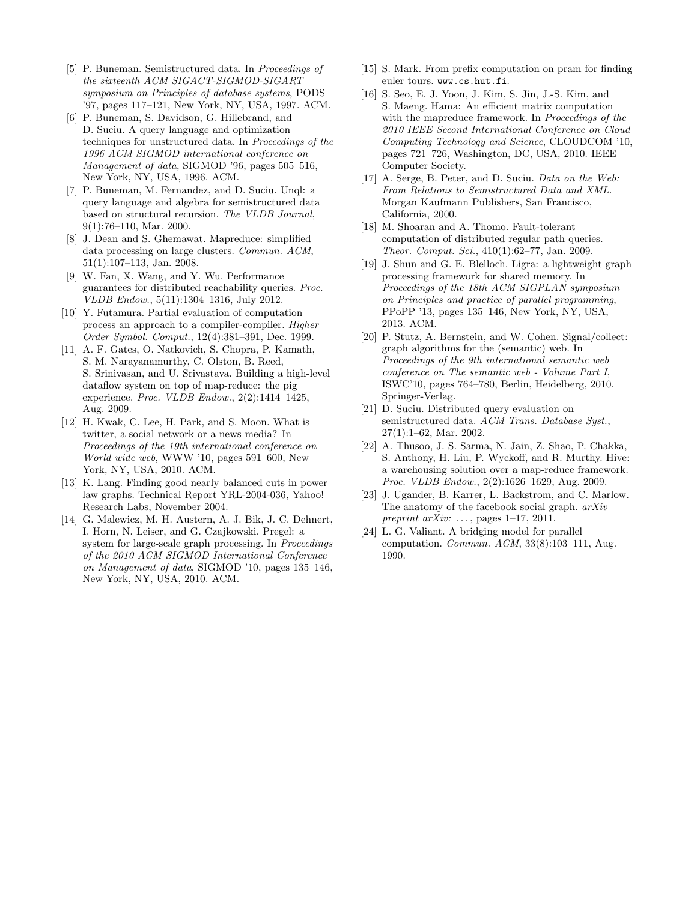[5] P. Buneman. Semistructured data. In *Proceedings of the sixteenth ACM SIGACT-SIGMOD-SIGART symposium on Principles of database systems*, PODS '97, pages 117–121, New York, NY, USA, 1997. ACM.

[6] P. Buneman, S. Davidson, G. Hillebrand, and D. Suciu. A query language and optimization techniques for unstructured data. In *Proceedings of the 1996 ACM SIGMOD international conference on Management of data*, SIGMOD '96, pages 505–516, New York, NY, USA, 1996. ACM.

[7] P. Buneman, M. Fernandez, and D. Suciu. Unql: a query language and algebra for semistructured data based on structural recursion. *The VLDB Journal*, 9(1):76–110, Mar. 2000.

[8] J. Dean and S. Ghemawat. Mapreduce: simplified data processing on large clusters. *Commun. ACM*, 51(1):107–113, Jan. 2008.

[9] W. Fan, X. Wang, and Y. Wu. Performance guarantees for distributed reachability queries. *Proc. VLDB Endow.*, 5(11):1304–1316, July 2012.

[10] Y. Futamura. Partial evaluation of computation process an approach to a compiler-compiler. *Higher Order Symbol. Comput.*, 12(4):381–391, Dec. 1999.

[11] A. F. Gates, O. Natkovich, S. Chopra, P. Kamath, S. M. Narayanamurthy, C. Olston, B. Reed, S. Srinivasan, and U. Srivastava. Building a high-level dataflow system on top of map-reduce: the pig experience. *Proc. VLDB Endow.*, 2(2):1414–1425, Aug. 2009.

[12] H. Kwak, C. Lee, H. Park, and S. Moon. What is twitter, a social network or a news media? In *Proceedings of the 19th international conference on World wide web*, WWW '10, pages 591–600, New York, NY, USA, 2010. ACM.

[13] K. Lang. Finding good nearly balanced cuts in power law graphs. Technical Report YRL-2004-036, Yahoo! Research Labs, November 2004.

[14] G. Malewicz, M. H. Austern, A. J. Bik, J. C. Dehnert, I. Horn, N. Leiser, and G. Czajkowski. Pregel: a system for large-scale graph processing. In *Proceedings of the 2010 ACM SIGMOD International Conference on Management of data*, SIGMOD '10, pages 135–146, New York, NY, USA, 2010. ACM.

[15] S. Mark. From prefix computation on pram for finding euler tours. `www.cs.hut.fi`.

[16] S. Seo, E. J. Yoon, J. Kim, S. Jin, J.-S. Kim, and S. Maeng. Hama: An efficient matrix computation with the mapreduce framework. In *Proceedings of the 2010 IEEE Second International Conference on Cloud Computing Technology and Science*, CLOUDCOM '10, pages 721–726, Washington, DC, USA, 2010. IEEE Computer Society.

[17] A. Serge, B. Peter, and D. Suciu. *Data on the Web: From Relations to Semistructured Data and XML*. Morgan Kaufmann Publishers, San Francisco, California, 2000.

[18] M. Shoaran and A. Thomo. Fault-tolerant computation of distributed regular path queries. *Theor. Comput. Sci.*, 410(1):62–77, Jan. 2009.

[19] J. Shun and G. E. Blelloch. Ligra: a lightweight graph processing framework for shared memory. In *Proceedings of the 18th ACM SIGPLAN symposium on Principles and practice of parallel programming*, PPoPP '13, pages 135–146, New York, NY, USA, 2013. ACM.

[20] P. Stutz, A. Bernstein, and W. Cohen. Signal/collect: graph algorithms for the (semantic) web. In *Proceedings of the 9th international semantic web conference on The semantic web - Volume Part I*, ISWC'10, pages 764–780, Berlin, Heidelberg, 2010. Springer-Verlag.

[21] D. Suciu. Distributed query evaluation on semistructured data. *ACM Trans. Database Syst.*, 27(1):1–62, Mar. 2002.

[22] A. Thusoo, J. S. Sarma, N. Jain, Z. Shao, P. Chakka, S. Anthony, H. Liu, P. Wyckoff, and R. Murthy. Hive: a warehousing solution over a map-reduce framework. *Proc. VLDB Endow.*, 2(2):1626–1629, Aug. 2009.

[23] J. Ugander, B. Karrer, L. Backstrom, and C. Marlow. The anatomy of the facebook social graph. *arXiv preprint arXiv: ...*, pages 1–17, 2011.

[24] L. G. Valiant. A bridging model for parallel computation. *Commun. ACM*, 33(8):103–111, Aug. 1990.